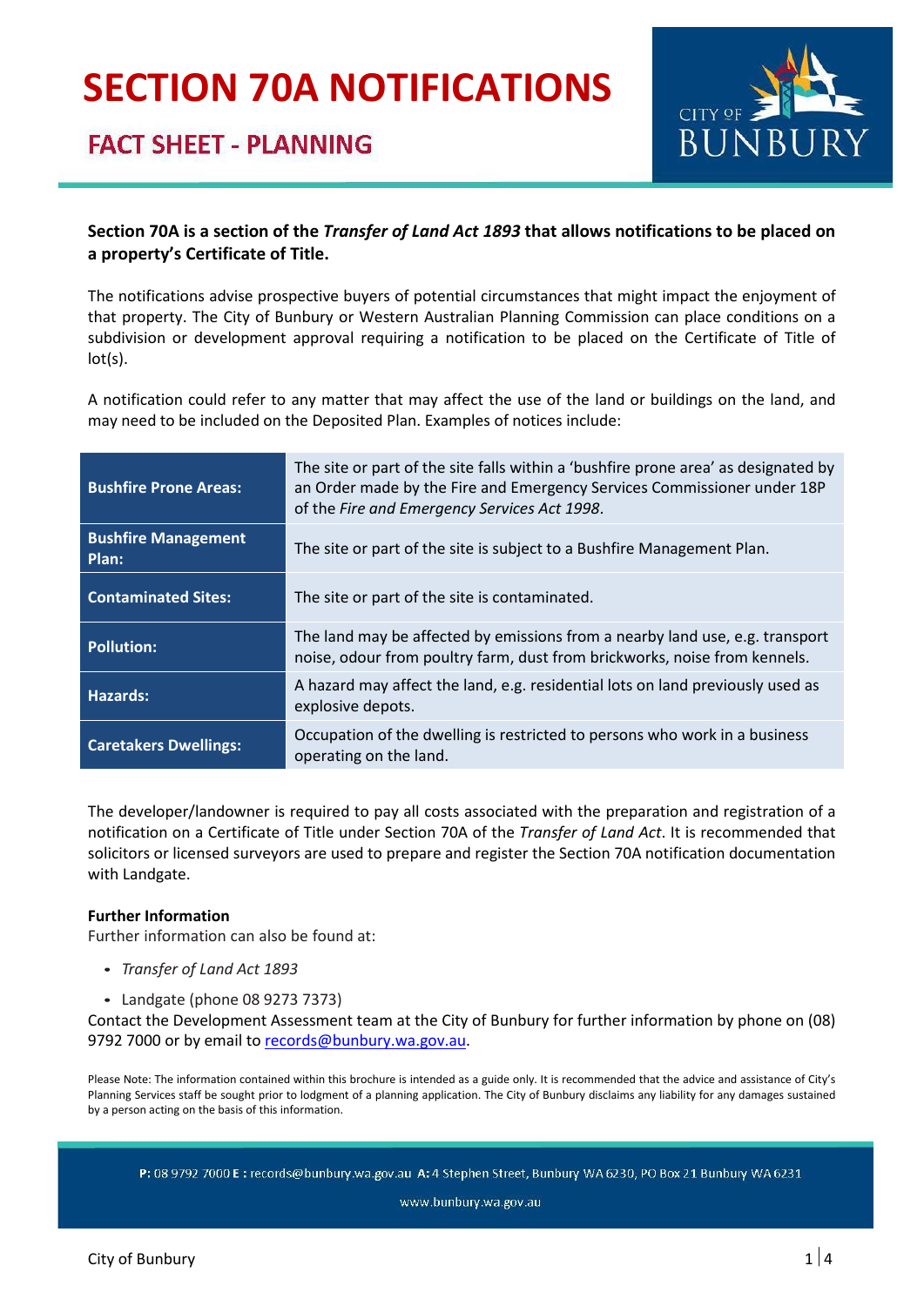# SECTION 70A NOTIFICATIONS

## FACT SHEET - PLANNING

**Section 70A is a section of the *Transfer of Land Act 1893* that allows notifications to be placed on a property's Certificate of Title.**

The notifications advise prospective buyers of potential circumstances that might impact the enjoyment of that property. The City of Bunbury or Western Australian Planning Commission can place conditions on a subdivision or development approval requiring a notification to be placed on the Certificate of Title of lot(s).

A notification could refer to any matter that may affect the use of the land or buildings on the land, and may need to be included on the Deposited Plan. Examples of notices include:

| | |
|---|---|
| **Bushfire Prone Areas:** | The site or part of the site falls within a 'bushfire prone area' as designated by an Order made by the Fire and Emergency Services Commissioner under 18P of the *Fire and Emergency Services Act 1998*. |
| **Bushfire Management Plan:** | The site or part of the site is subject to a Bushfire Management Plan. |
| **Contaminated Sites:** | The site or part of the site is contaminated. |
| **Pollution:** | The land may be affected by emissions from a nearby land use, e.g. transport noise, odour from poultry farm, dust from brickworks, noise from kennels. |
| **Hazards:** | A hazard may affect the land, e.g. residential lots on land previously used as explosive depots. |
| **Caretakers Dwellings:** | Occupation of the dwelling is restricted to persons who work in a business operating on the land. |

The developer/landowner is required to pay all costs associated with the preparation and registration of a notification on a Certificate of Title under Section 70A of the *Transfer of Land Act*. It is recommended that solicitors or licensed surveyors are used to prepare and register the Section 70A notification documentation with Landgate.

**Further Information**

Further information can also be found at:

- *Transfer of Land Act 1893*
- Landgate (phone 08 9273 7373)

Contact the Development Assessment team at the City of Bunbury for further information by phone on (08) 9792 7000 or by email to records@bunbury.wa.gov.au.

Please Note: The information contained within this brochure is intended as a guide only. It is recommended that the advice and assistance of City's Planning Services staff be sought prior to lodgment of a planning application. The City of Bunbury disclaims any liability for any damages sustained by a person acting on the basis of this information.

**P:** 08 9792 7000 **E :** records@bunbury.wa.gov.au **A:** 4 Stephen Street, Bunbury WA 6230, PO Box 21 Bunbury WA 6231

www.bunbury.wa.gov.au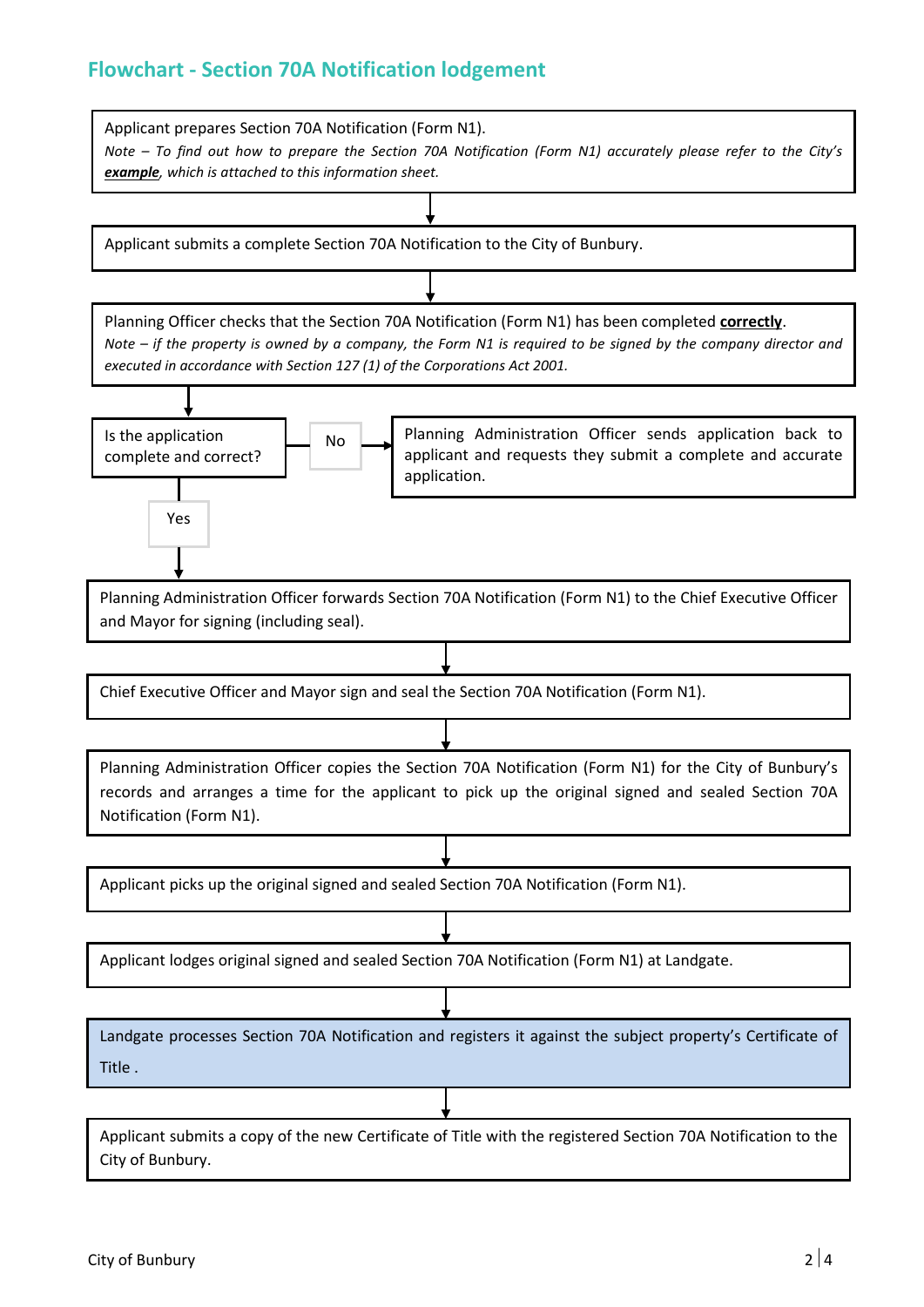## Flowchart - Section 70A Notification lodgement

Applicant prepares Section 70A Notification (Form N1).
*Note – To find out how to prepare the Section 70A Notification (Form N1) accurately please refer to the City's* ***example****, which is attached to this information sheet.*

↓

Applicant submits a complete Section 70A Notification to the City of Bunbury.

↓

Planning Officer checks that the Section 70A Notification (Form N1) has been completed **correctly**.
*Note – if the property is owned by a company, the Form N1 is required to be signed by the company director and executed in accordance with Section 127 (1) of the Corporations Act 2001.*

↓

Is the application complete and correct?

- **No** → Planning Administration Officer sends application back to applicant and requests they submit a complete and accurate application.
- **Yes** ↓

Planning Administration Officer forwards Section 70A Notification (Form N1) to the Chief Executive Officer and Mayor for signing (including seal).

↓

Chief Executive Officer and Mayor sign and seal the Section 70A Notification (Form N1).

↓

Planning Administration Officer copies the Section 70A Notification (Form N1) for the City of Bunbury's records and arranges a time for the applicant to pick up the original signed and sealed Section 70A Notification (Form N1).

↓

Applicant picks up the original signed and sealed Section 70A Notification (Form N1).

↓

Applicant lodges original signed and sealed Section 70A Notification (Form N1) at Landgate.

↓

Landgate processes Section 70A Notification and registers it against the subject property's Certificate of Title .

↓

Applicant submits a copy of the new Certificate of Title with the registered Section 70A Notification to the City of Bunbury.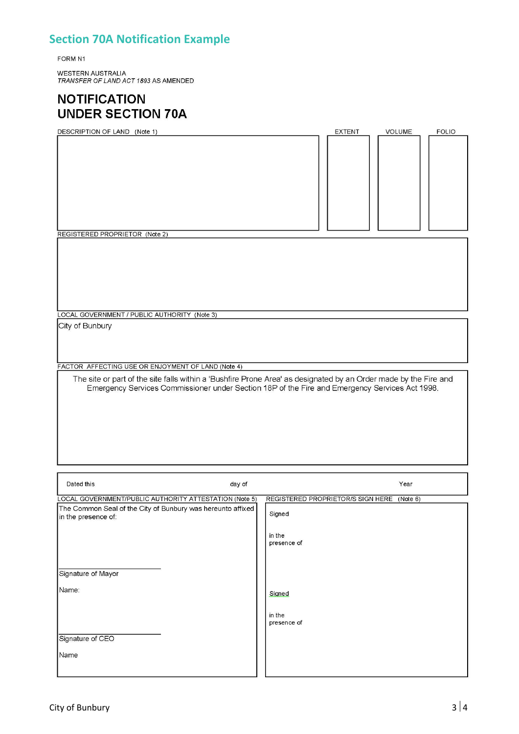## Section 70A Notification Example

FORM N1

WESTERN AUSTRALIA
*TRANSFER OF LAND ACT 1893* AS AMENDED

# NOTIFICATION UNDER SECTION 70A

| DESCRIPTION OF LAND (Note 1) | EXTENT | VOLUME | FOLIO |
|---|---|---|---|
| | | | |

REGISTERED PROPRIETOR (Note 2)

LOCAL GOVERNMENT / PUBLIC AUTHORITY (Note 3)

City of Bunbury

FACTOR AFFECTING USE OR ENJOYMENT OF LAND (Note 4)

The site or part of the site falls within a 'Bushfire Prone Area' as designated by an Order made by the Fire and Emergency Services Commissioner under Section 18P of the Fire and Emergency Services Act 1998.

Dated this day of Year

| LOCAL GOVERNMENT/PUBLIC AUTHORITY ATTESTATION (Note 5) | REGISTERED PROPRIETOR/S SIGN HERE (Note 6) |
|---|---|
| The Common Seal of the City of Bunbury was hereunto affixed in the presence of: | Signed |
| | in the presence of |
| Signature of Mayor | |
| Name: | Signed |
| | in the presence of |
| Signature of CEO | |
| Name | |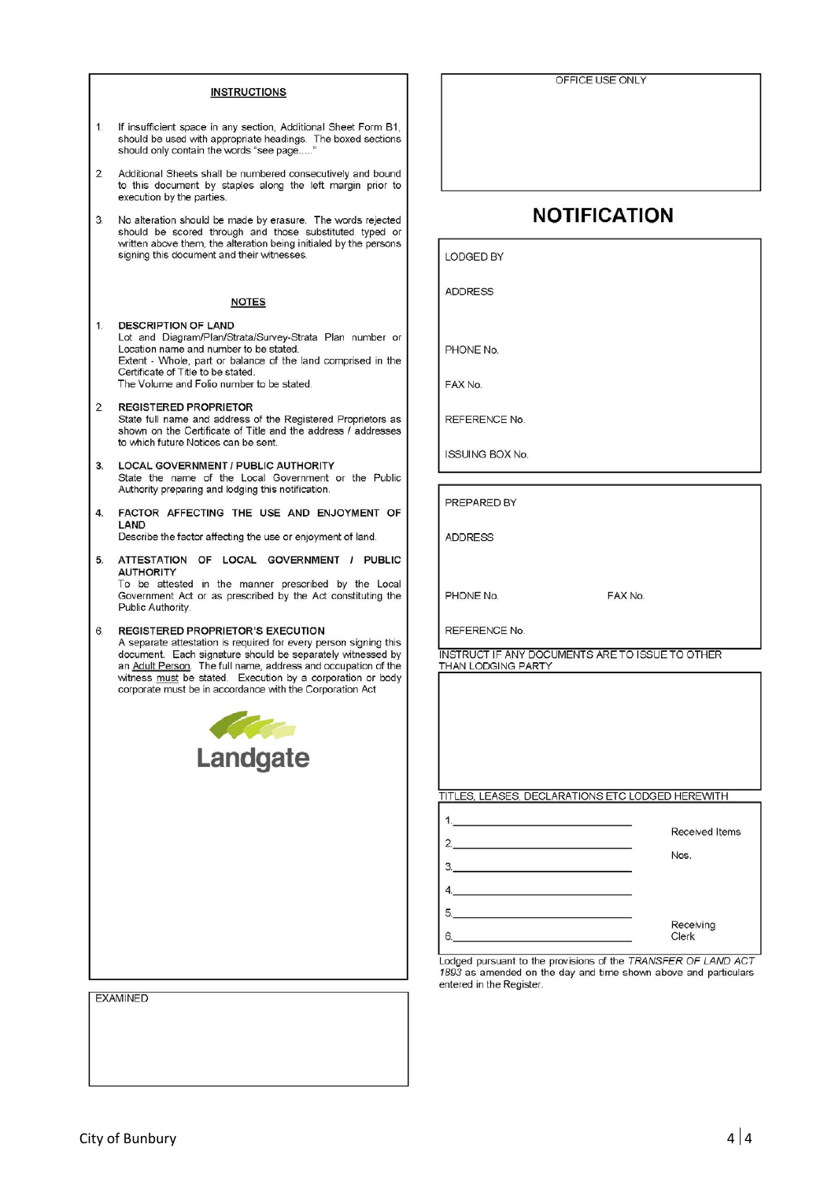## INSTRUCTIONS

1. If insufficient space in any section, Additional Sheet Form B1, should be used with appropriate headings. The boxed sections should only contain the words "see page....."
2. Additional Sheets shall be numbered consecutively and bound to this document by staples along the left margin prior to execution by the parties.
3. No alteration should be made by erasure. The words rejected should be scored through and those substituted typed or written above them, the alteration being initialed by the persons signing this document and their witnesses.

## NOTES

1. **DESCRIPTION OF LAND**
   Lot and Diagram/Plan/Strata/Survey-Strata Plan number or Location name and number to be stated.
   Extent - Whole, part or balance of the land comprised in the Certificate of Title to be stated.
   The Volume and Folio number to be stated.
2. **REGISTERED PROPRIETOR**
   State full name and address of the Registered Proprietors as shown on the Certificate of Title and the address / addresses to which future Notices can be sent.
3. **LOCAL GOVERNMENT / PUBLIC AUTHORITY**
   State the name of the Local Government or the Public Authority preparing and lodging this notification.
4. **FACTOR AFFECTING THE USE AND ENJOYMENT OF LAND**
   Describe the factor affecting the use or enjoyment of land.
5. **ATTESTATION OF LOCAL GOVERNMENT / PUBLIC AUTHORITY**
   To be attested in the manner prescribed by the Local Government Act or as prescribed by the Act constituting the Public Authority.
6. **REGISTERED PROPRIETOR'S EXECUTION**
   A separate attestation is required for every person signing this document. Each signature should be separately witnessed by an Adult Person. The full name, address and occupation of the witness must be stated. Execution by a corporation or body corporate must be in accordance with the Corporation Act

Landgate

EXAMINED

OFFICE USE ONLY

# NOTIFICATION

LODGED BY

ADDRESS

PHONE No.

FAX No.

REFERENCE No.

ISSUING BOX No.

PREPARED BY

ADDRESS

PHONE No. FAX No.

REFERENCE No.

INSTRUCT IF ANY DOCUMENTS ARE TO ISSUE TO OTHER THAN LODGING PARTY

TITLES, LEASES, DECLARATIONS ETC LODGED HEREWITH

1. ______________________
2. ______________________
3. ______________________
4. ______________________
5. ______________________
6. ______________________

Received Items

Nos.

Receiving Clerk

Lodged pursuant to the provisions of the *TRANSFER OF LAND ACT 1893* as amended on the day and time shown above and particulars entered in the Register.